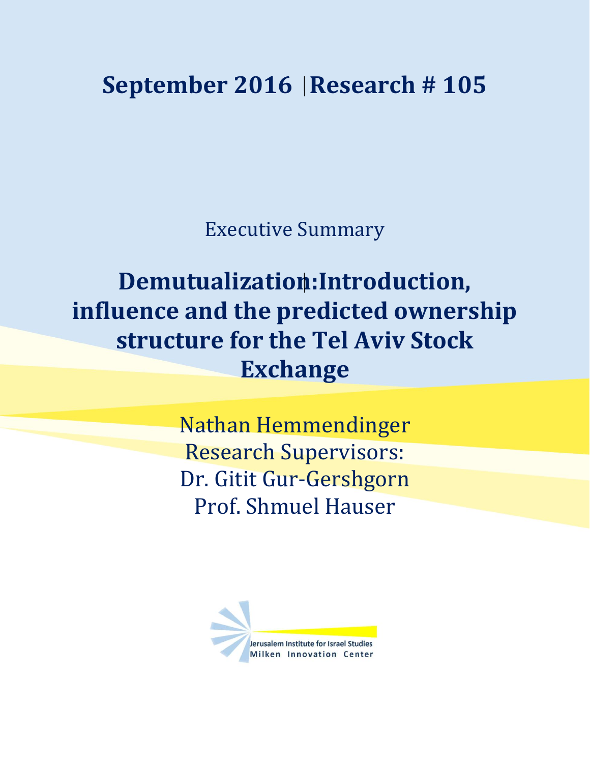**September 2016 | Research # 105**

Executive Summary

# Demutualization: Introduction, influence and the predicted ownership structure for the Tel Aviv Stock Exchange

Nathan Hemmendinger

Research Supervisors:

Dr. Gitit Gur-Gershgorn

Prof. Shmuel Hauser

Jerusalem Institute for Israel Studies

Milken Innovation Center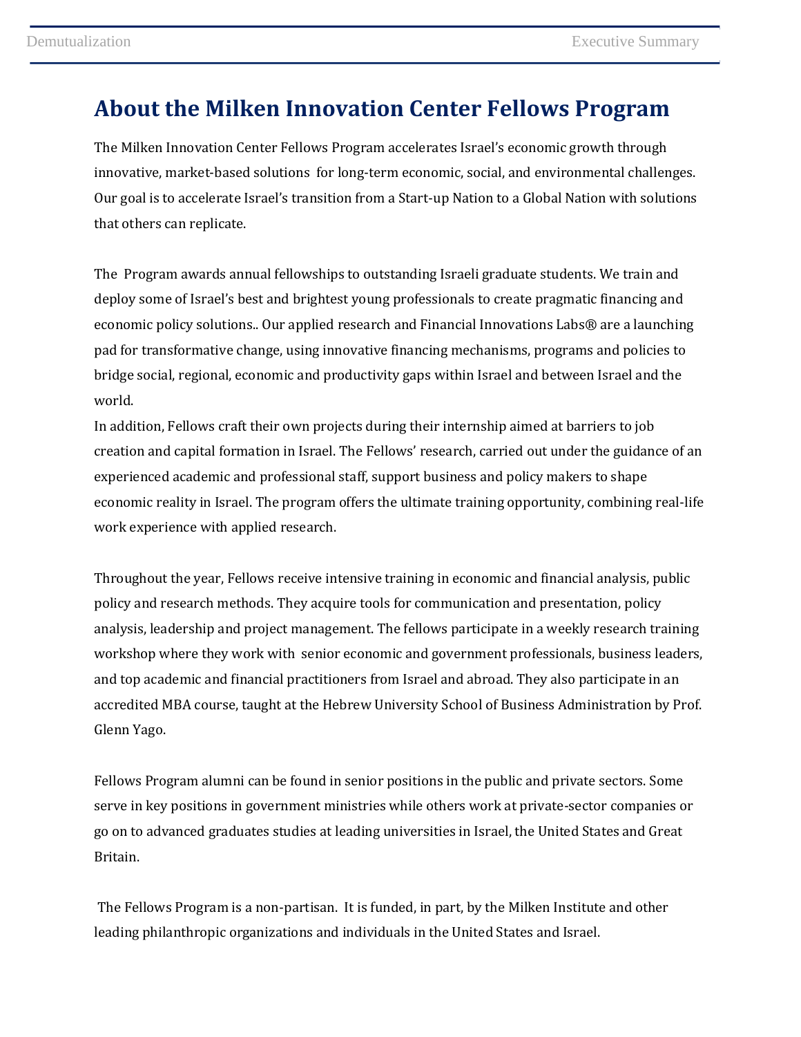# About the Milken Innovation Center Fellows Program

The Milken Innovation Center Fellows Program accelerates Israel's economic growth through innovative, market-based solutions for long-term economic, social, and environmental challenges. Our goal is to accelerate Israel's transition from a Start-up Nation to a Global Nation with solutions that others can replicate.

The Program awards annual fellowships to outstanding Israeli graduate students. We train and deploy some of Israel's best and brightest young professionals to create pragmatic financing and economic policy solutions.. Our applied research and Financial Innovations Labs® are a launching pad for transformative change, using innovative financing mechanisms, programs and policies to bridge social, regional, economic and productivity gaps within Israel and between Israel and the world.
In addition, Fellows craft their own projects during their internship aimed at barriers to job creation and capital formation in Israel. The Fellows' research, carried out under the guidance of an experienced academic and professional staff, support business and policy makers to shape economic reality in Israel. The program offers the ultimate training opportunity, combining real-life work experience with applied research.

Throughout the year, Fellows receive intensive training in economic and financial analysis, public policy and research methods. They acquire tools for communication and presentation, policy analysis, leadership and project management. The fellows participate in a weekly research training workshop where they work with senior economic and government professionals, business leaders, and top academic and financial practitioners from Israel and abroad. They also participate in an accredited MBA course, taught at the Hebrew University School of Business Administration by Prof. Glenn Yago.

Fellows Program alumni can be found in senior positions in the public and private sectors. Some serve in key positions in government ministries while others work at private-sector companies or go on to advanced graduates studies at leading universities in Israel, the United States and Great Britain.

The Fellows Program is a non-partisan. It is funded, in part, by the Milken Institute and other leading philanthropic organizations and individuals in the United States and Israel.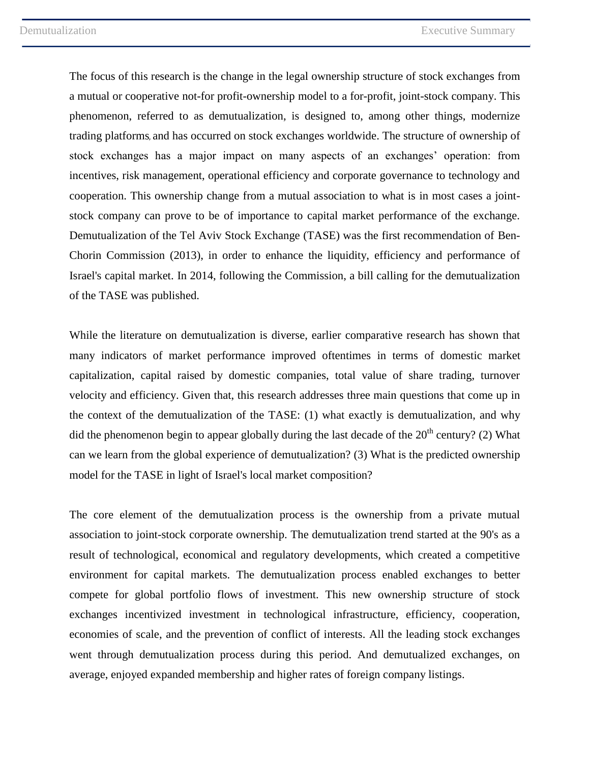The focus of this research is the change in the legal ownership structure of stock exchanges from a mutual or cooperative not-for profit-ownership model to a for-profit, joint-stock company. This phenomenon, referred to as demutualization, is designed to, among other things, modernize trading platforms, and has occurred on stock exchanges worldwide. The structure of ownership of stock exchanges has a major impact on many aspects of an exchanges' operation: from incentives, risk management, operational efficiency and corporate governance to technology and cooperation. This ownership change from a mutual association to what is in most cases a joint-stock company can prove to be of importance to capital market performance of the exchange. Demutualization of the Tel Aviv Stock Exchange (TASE) was the first recommendation of Ben-Chorin Commission (2013), in order to enhance the liquidity, efficiency and performance of Israel's capital market. In 2014, following the Commission, a bill calling for the demutualization of the TASE was published.

While the literature on demutualization is diverse, earlier comparative research has shown that many indicators of market performance improved oftentimes in terms of domestic market capitalization, capital raised by domestic companies, total value of share trading, turnover velocity and efficiency. Given that, this research addresses three main questions that come up in the context of the demutualization of the TASE: (1) what exactly is demutualization, and why did the phenomenon begin to appear globally during the last decade of the 20th century? (2) What can we learn from the global experience of demutualization? (3) What is the predicted ownership model for the TASE in light of Israel's local market composition?

The core element of the demutualization process is the ownership from a private mutual association to joint-stock corporate ownership. The demutualization trend started at the 90's as a result of technological, economical and regulatory developments, which created a competitive environment for capital markets. The demutualization process enabled exchanges to better compete for global portfolio flows of investment. This new ownership structure of stock exchanges incentivized investment in technological infrastructure, efficiency, cooperation, economies of scale, and the prevention of conflict of interests. All the leading stock exchanges went through demutualization process during this period. And demutualized exchanges, on average, enjoyed expanded membership and higher rates of foreign company listings.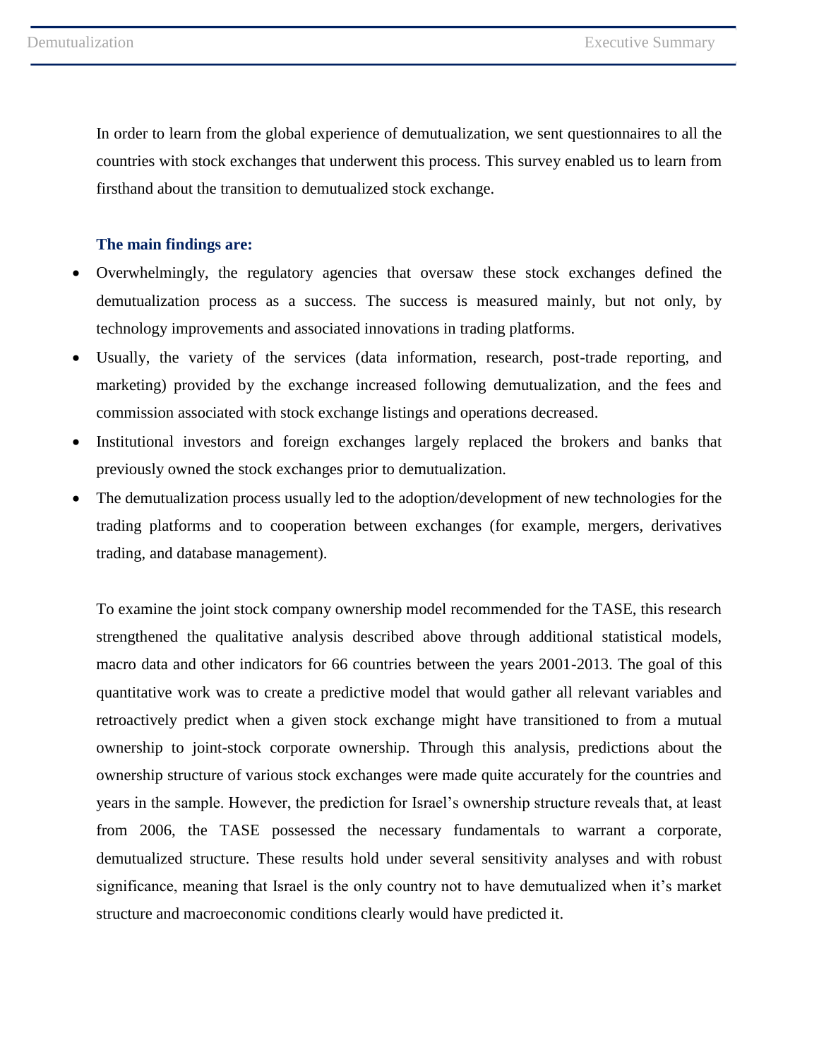In order to learn from the global experience of demutualization, we sent questionnaires to all the countries with stock exchanges that underwent this process. This survey enabled us to learn from firsthand about the transition to demutualized stock exchange.

**The main findings are:**

- Overwhelmingly, the regulatory agencies that oversaw these stock exchanges defined the demutualization process as a success. The success is measured mainly, but not only, by technology improvements and associated innovations in trading platforms.
- Usually, the variety of the services (data information, research, post-trade reporting, and marketing) provided by the exchange increased following demutualization, and the fees and commission associated with stock exchange listings and operations decreased.
- Institutional investors and foreign exchanges largely replaced the brokers and banks that previously owned the stock exchanges prior to demutualization.
- The demutualization process usually led to the adoption/development of new technologies for the trading platforms and to cooperation between exchanges (for example, mergers, derivatives trading, and database management).

To examine the joint stock company ownership model recommended for the TASE, this research strengthened the qualitative analysis described above through additional statistical models, macro data and other indicators for 66 countries between the years 2001-2013. The goal of this quantitative work was to create a predictive model that would gather all relevant variables and retroactively predict when a given stock exchange might have transitioned to from a mutual ownership to joint-stock corporate ownership. Through this analysis, predictions about the ownership structure of various stock exchanges were made quite accurately for the countries and years in the sample. However, the prediction for Israel's ownership structure reveals that, at least from 2006, the TASE possessed the necessary fundamentals to warrant a corporate, demutualized structure. These results hold under several sensitivity analyses and with robust significance, meaning that Israel is the only country not to have demutualized when it's market structure and macroeconomic conditions clearly would have predicted it.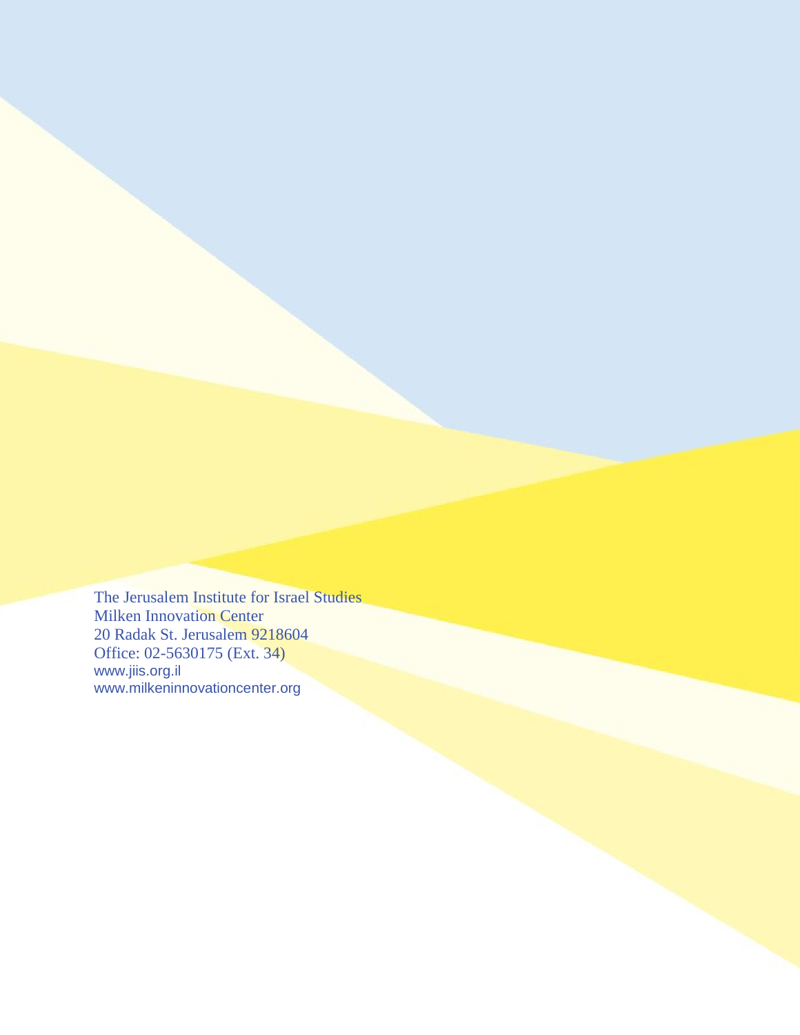The Jerusalem Institute for Israel Studies
Milken Innovation Center
20 Radak St. Jerusalem 9218604
Office: 02-5630175 (Ext. 34)
www.jiis.org.il
www.milkeninnovationcenter.org